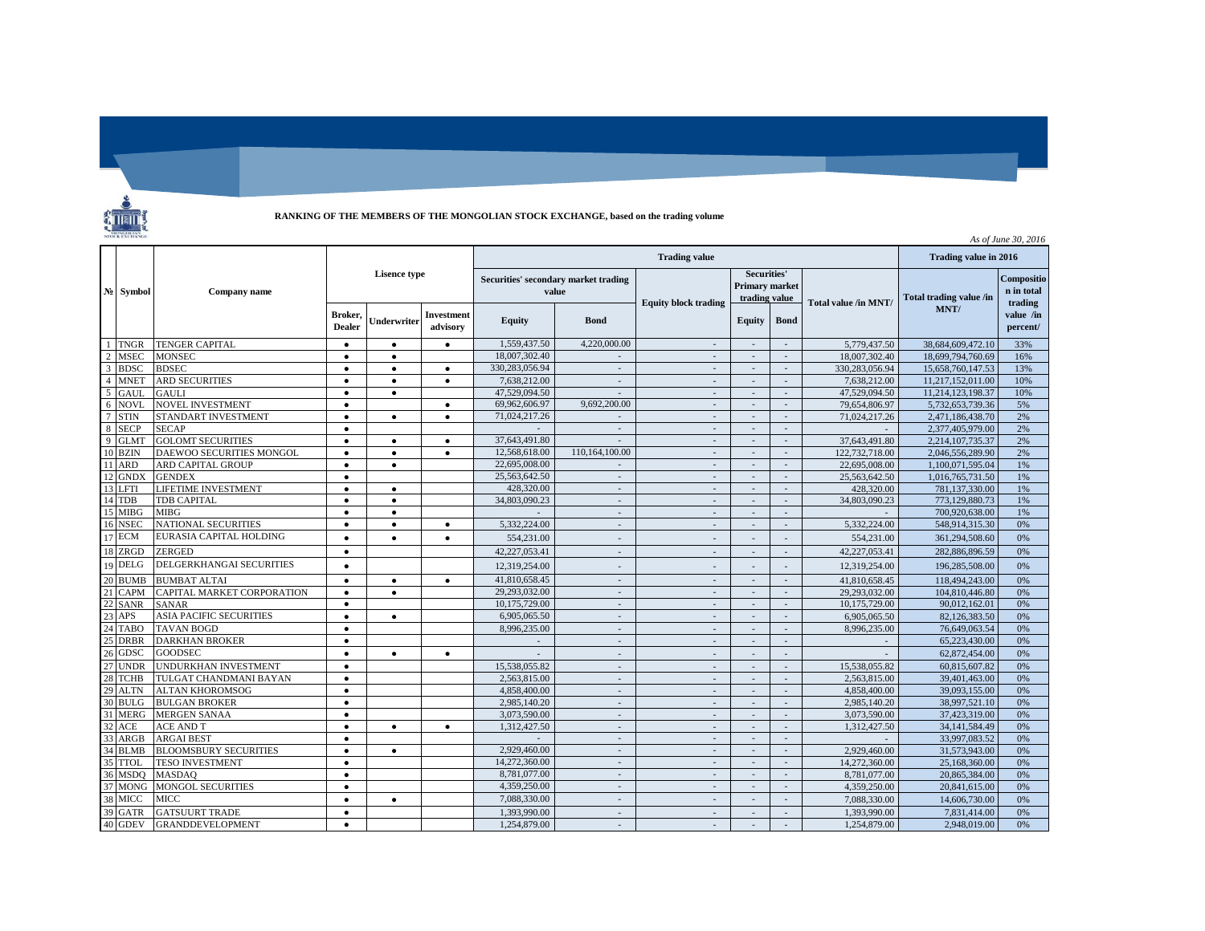**RANKING OF THE MEMBERS OF THE MONGOLIAN STOCK EXCHANGE, based on the trading volume**

*As of June 30, 2016*

| № | Symbol | Company name | Lisence type | | | Trading value | | | | | | Trading value in 2016 | |
|---|---|---|---|---|---|---|---|---|---|---|---|---|---|
| | | | | | | Securities' secondary market trading value | | Equity block trading | Securities' Primary market trading value | | Total value /in MNT/ | Total trading value /in MNT/ | Composition in total trading value /in percent/ |
| | | | Broker, Dealer | Underwriter | Investment advisory | Equity | Bond | | Equity | Bond | | | |
| 1 | TNGR | TENGER CAPITAL | ● | ● | ● | 1,559,437.50 | 4,220,000.00 | - | - | - | 5,779,437.50 | 38,684,609,472.10 | 33% |
| 2 | MSEC | MONSEC | ● | ● | | 18,007,302.40 | - | - | - | - | 18,007,302.40 | 18,699,794,760.69 | 16% |
| 3 | BDSC | BDSEC | ● | ● | ● | 330,283,056.94 | - | - | - | - | 330,283,056.94 | 15,658,760,147.53 | 13% |
| 4 | MNET | ARD SECURITIES | ● | ● | ● | 7,638,212.00 | - | - | - | - | 7,638,212.00 | 11,217,152,011.00 | 10% |
| 5 | GAUL | GAULI | ● | ● | | 47,529,094.50 | - | - | - | - | 47,529,094.50 | 11,214,123,198.37 | 10% |
| 6 | NOVL | NOVEL INVESTMENT | ● | | ● | 69,962,606.97 | 9,692,200.00 | - | - | - | 79,654,806.97 | 5,732,653,739.36 | 5% |
| 7 | STIN | STANDART INVESTMENT | ● | ● | ● | 71,024,217.26 | - | - | - | - | 71,024,217.26 | 2,471,186,438.70 | 2% |
| 8 | SECP | SECAP | ● | | | - | - | - | - | - | - | 2,377,405,979.00 | 2% |
| 9 | GLMT | GOLOMT SECURITIES | ● | ● | ● | 37,643,491.80 | - | - | - | - | 37,643,491.80 | 2,214,107,735.37 | 2% |
| 10 | BZIN | DAEWOO SECURITIES MONGOL | ● | ● | ● | 12,568,618.00 | 110,164,100.00 | - | - | - | 122,732,718.00 | 2,046,556,289.90 | 2% |
| 11 | ARD | ARD CAPITAL GROUP | ● | ● | | 22,695,008.00 | - | - | - | - | 22,695,008.00 | 1,100,071,595.04 | 1% |
| 12 | GNDX | GENDEX | ● | | | 25,563,642.50 | - | - | - | - | 25,563,642.50 | 1,016,765,731.50 | 1% |
| 13 | LFTI | LIFETIME INVESTMENT | ● | ● | | 428,320.00 | - | - | - | - | 428,320.00 | 781,137,330.00 | 1% |
| 14 | TDB | TDB CAPITAL | ● | ● | | 34,803,090.23 | - | - | - | - | 34,803,090.23 | 773,129,880.73 | 1% |
| 15 | MIBG | MIBG | ● | ● | | - | - | - | - | - | - | 700,920,638.00 | 1% |
| 16 | NSEC | NATIONAL SECURITIES | ● | ● | ● | 5,332,224.00 | - | - | - | - | 5,332,224.00 | 548,914,315.30 | 0% |
| 17 | ECM | EURASIA CAPITAL HOLDING | ● | ● | ● | 554,231.00 | - | - | - | - | 554,231.00 | 361,294,508.60 | 0% |
| 18 | ZRGD | ZERGED | ● | | | 42,227,053.41 | - | - | - | - | 42,227,053.41 | 282,886,896.59 | 0% |
| 19 | DELG | DELGERKHANGAI SECURITIES | ● | | | 12,319,254.00 | - | - | - | - | 12,319,254.00 | 196,285,508.00 | 0% |
| 20 | BUMB | BUMBAT ALTAI | ● | ● | ● | 41,810,658.45 | - | - | - | - | 41,810,658.45 | 118,494,243.00 | 0% |
| 21 | CAPM | CAPITAL MARKET CORPORATION | ● | ● | | 29,293,032.00 | - | - | - | - | 29,293,032.00 | 104,810,446.80 | 0% |
| 22 | SANR | SANAR | ● | | | 10,175,729.00 | - | - | - | - | 10,175,729.00 | 90,012,162.01 | 0% |
| 23 | APS | ASIA PACIFIC SECURITIES | ● | ● | | 6,905,065.50 | - | - | - | - | 6,905,065.50 | 82,126,383.50 | 0% |
| 24 | TABO | TAVAN BOGD | ● | | | 8,996,235.00 | - | - | - | - | 8,996,235.00 | 76,649,063.54 | 0% |
| 25 | DRBR | DARKHAN BROKER | ● | | | - | - | - | - | - | - | 65,223,430.00 | 0% |
| 26 | GDSC | GOODSEC | ● | ● | ● | - | - | - | - | - | - | 62,872,454.00 | 0% |
| 27 | UNDR | UNDURKHAN INVESTMENT | ● | | | 15,538,055.82 | - | - | - | - | 15,538,055.82 | 60,815,607.82 | 0% |
| 28 | TCHB | TULGAT CHANDMANI BAYAN | ● | | | 2,563,815.00 | - | - | - | - | 2,563,815.00 | 39,401,463.00 | 0% |
| 29 | ALTN | ALTAN KHOROMSOG | ● | | | 4,858,400.00 | - | - | - | - | 4,858,400.00 | 39,093,155.00 | 0% |
| 30 | BULG | BULGAN BROKER | ● | | | 2,985,140.20 | - | - | - | - | 2,985,140.20 | 38,997,521.10 | 0% |
| 31 | MERG | MERGEN SANAA | ● | | | 3,073,590.00 | - | - | - | - | 3,073,590.00 | 37,423,319.00 | 0% |
| 32 | ACE | ACE AND T | ● | ● | ● | 1,312,427.50 | - | - | - | - | 1,312,427.50 | 34,141,584.49 | 0% |
| 33 | ARGB | ARGAI BEST | ● | | | - | - | - | - | - | - | 33,997,083.52 | 0% |
| 34 | BLMB | BLOOMSBURY SECURITIES | ● | ● | | 2,929,460.00 | - | - | - | - | 2,929,460.00 | 31,573,943.00 | 0% |
| 35 | TTOL | TESO INVESTMENT | ● | | | 14,272,360.00 | - | - | - | - | 14,272,360.00 | 25,168,360.00 | 0% |
| 36 | MSDQ | MASDAQ | ● | | | 8,781,077.00 | - | - | - | - | 8,781,077.00 | 20,865,384.00 | 0% |
| 37 | MONG | MONGOL SECURITIES | ● | | | 4,359,250.00 | - | - | - | - | 4,359,250.00 | 20,841,615.00 | 0% |
| 38 | MICC | MICC | ● | ● | | 7,088,330.00 | - | - | - | - | 7,088,330.00 | 14,606,730.00 | 0% |
| 39 | GATR | GATSUURT TRADE | ● | | | 1,393,990.00 | - | - | - | - | 1,393,990.00 | 7,831,414.00 | 0% |
| 40 | GDEV | GRANDDEVELOPMENT | ● | | | 1,254,879.00 | - | - | - | - | 1,254,879.00 | 2,948,019.00 | 0% |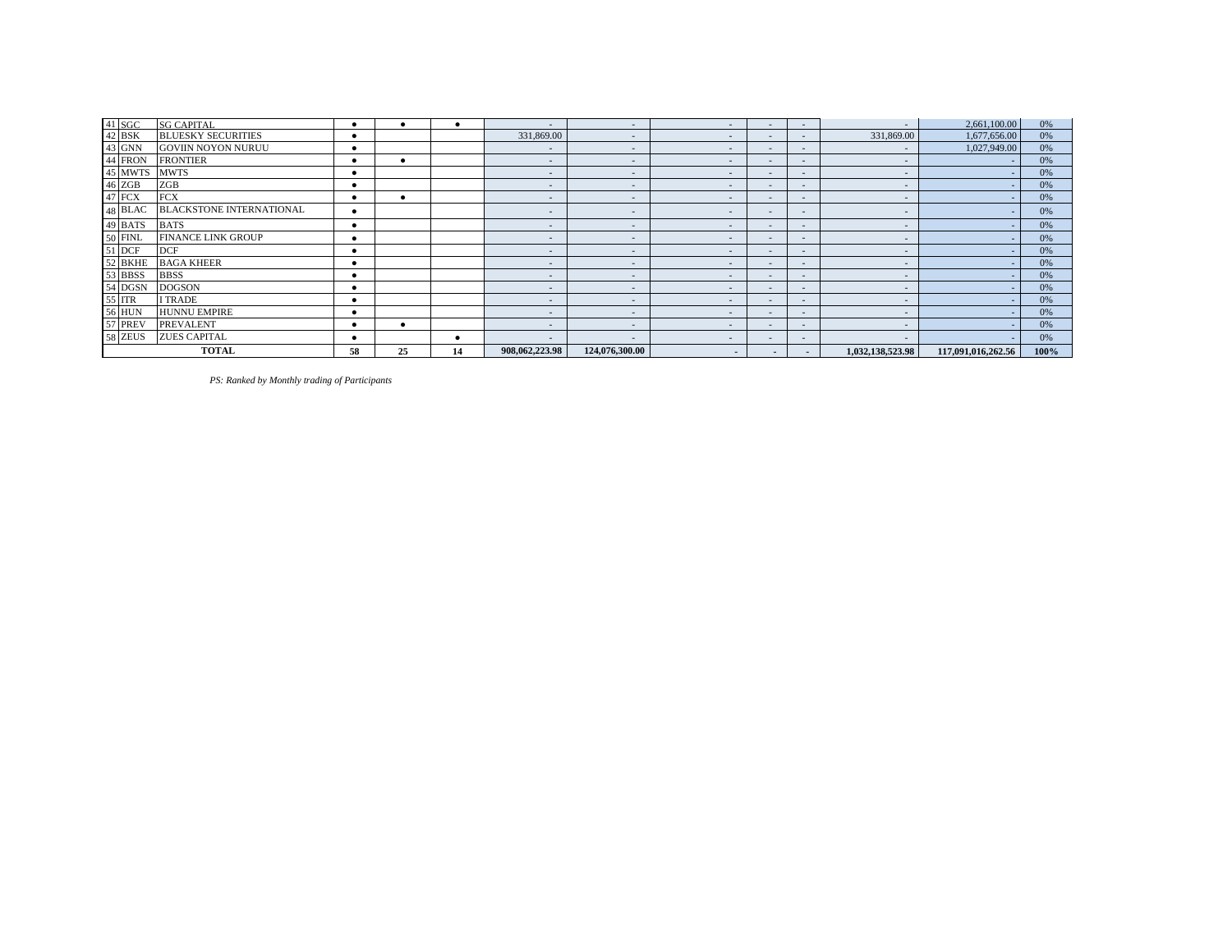| | | | | | | | | | | | | | |
|---|---|---|---|---|---|---|---|---|---|---|---|---|---|
| 41 | SGC | SG CAPITAL | ● | ● | ● | - | - | - | - | - | - | 2,661,100.00 | 0% |
| 42 | BSK | BLUESKY SECURITIES | ● | | | 331,869.00 | - | - | - | - | 331,869.00 | 1,677,656.00 | 0% |
| 43 | GNN | GOVIIN NOYON NURUU | ● | | | - | - | - | - | - | - | 1,027,949.00 | 0% |
| 44 | FRON | FRONTIER | ● | ● | | - | - | - | - | - | - | - | 0% |
| 45 | MWTS | MWTS | ● | | | - | - | - | - | - | - | - | 0% |
| 46 | ZGB | ZGB | ● | | | - | - | - | - | - | - | - | 0% |
| 47 | FCX | FCX | ● | ● | | - | - | - | - | - | - | - | 0% |
| 48 | BLAC | BLACKSTONE INTERNATIONAL | ● | | | - | - | - | - | - | - | - | 0% |
| 49 | BATS | BATS | ● | | | - | - | - | - | - | - | - | 0% |
| 50 | FINL | FINANCE LINK GROUP | ● | | | - | - | - | - | - | - | - | 0% |
| 51 | DCF | DCF | ● | | | - | - | - | - | - | - | - | 0% |
| 52 | BKHE | BAGA KHEER | ● | | | - | - | - | - | - | - | - | 0% |
| 53 | BBSS | BBSS | ● | | | - | - | - | - | - | - | - | 0% |
| 54 | DGSN | DOGSON | ● | | | - | - | - | - | - | - | - | 0% |
| 55 | ITR | I TRADE | ● | | | - | - | - | - | - | - | - | 0% |
| 56 | HUN | HUNNU EMPIRE | ● | | | - | - | - | - | - | - | - | 0% |
| 57 | PREV | PREVALENT | ● | ● | | - | - | - | - | - | - | - | 0% |
| 58 | ZEUS | ZUES CAPITAL | ● | | ● | - | - | - | - | - | - | - | 0% |
| **TOTAL** | | | **58** | **25** | **14** | **908,062,223.98** | **124,076,300.00** | **-** | **-** | **-** | **1,032,138,523.98** | **117,091,016,262.56** | **100%** |

*PS: Ranked by Monthly trading of Participants*